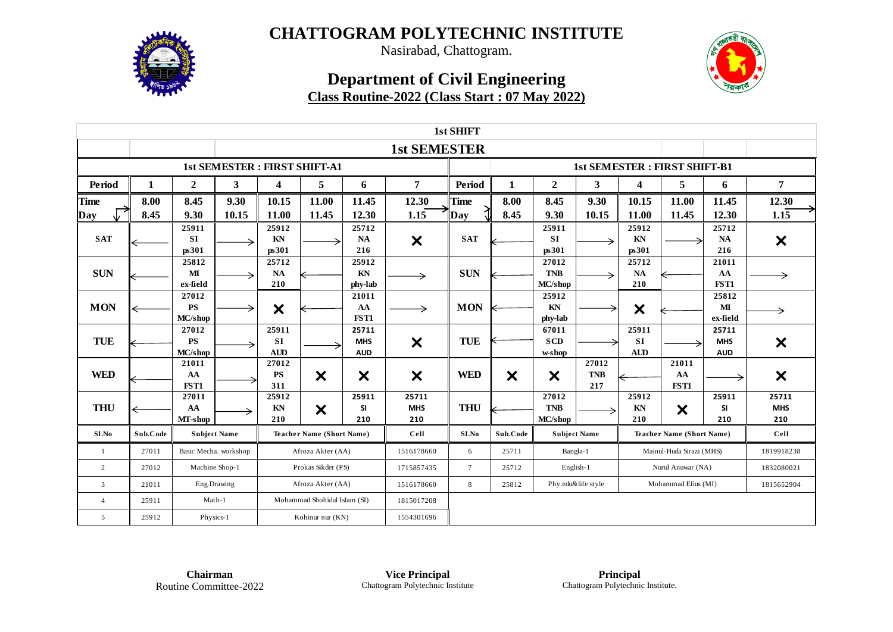# CHATTOGRAM POLYTECHNIC INSTITUTE

Nasirabad, Chattogram.

## Department of Civil Engineering

**Class Routine-2022 (Class Start : 07 May 2022)**

### 1st SHIFT

### 1st SEMESTER

| 1st SEMESTER : FIRST SHIFT-A1 | | | | | | | |
|---|---|---|---|---|---|---|---|
| **Period** | **1** | **2** | **3** | **4** | **5** | **6** | **7** |
| **Time / Day** | 8.00 - 8.45 | 8.45 - 9.30 | 9.30 - 10.15 | 10.15 - 11.00 | 11.00 - 11.45 | 11.45 - 12.30 | 12.30 - 1.15 |
| **SAT** | ← | 25911 SI ps301 | → | 25912 KN ps301 | → | 25712 NA 216 | ✕ |
| **SUN** | ← | 25812 MI ex-field | → | 25712 NA 210 | ← | 25912 KN phy-lab | → |
| **MON** | ← | 27012 PS MC/shop | → | ✕ | ← | 21011 AA FST1 | → |
| **TUE** | ← | 27012 PS MC/shop | → | 25911 SI AUD | → | 25711 MHS AUD | ✕ |
| **WED** | ← | 21011 AA FST1 | → | 27012 PS 311 | ✕ | ✕ | ✕ |
| **THU** | ← | 27011 AA MT-shop | → | 25912 KN 210 | ✕ | 25911 SI 210 | 25711 MHS 210 |

| 1st SEMESTER : FIRST SHIFT-B1 | | | | | | | |
|---|---|---|---|---|---|---|---|
| **Period** | **1** | **2** | **3** | **4** | **5** | **6** | **7** |
| **Time / Day** | 8.00 - 8.45 | 8.45 - 9.30 | 9.30 - 10.15 | 10.15 - 11.00 | 11.00 - 11.45 | 11.45 - 12.30 | 12.30 - 1.15 |
| **SAT** | ← | 25911 SI ps301 | → | 25912 KN ps301 | → | 25712 NA 216 | ✕ |
| **SUN** | ← | 27012 TNB MC/shop | → | 25712 NA 210 | ← | 21011 AA FST1 | → |
| **MON** | ← | 25912 KN phy-lab | → | ✕ | ← | 25812 MI ex-field | → |
| **TUE** | ← | 67011 SCD w-shop | → | 25911 SI AUD | → | 25711 MHS AUD | ✕ |
| **WED** | ✕ | ✕ | 27012 TNB 217 | ← | 21011 AA FST1 | → | ✕ |
| **THU** | ← | 27012 TNB MC/shop | → | 25912 KN 210 | ✕ | 25911 SI 210 | 25711 MHS 210 |

| Sl.No | Sub.Code | Subject Name | Teacher Name (Short Name) | Cell |
|---|---|---|---|---|
| 1 | 27011 | Basic Mecha. workshop | Afroza Akter (AA) | 1516178660 |
| 2 | 27012 | Machine Shop-1 | Prokas Sikder (PS) | 1715857435 |
| 3 | 21011 | Eng.Drawing | Afroza Akter (AA) | 1516178660 |
| 4 | 25911 | Math-1 | Mohammad Shohidul Islam (SI) | 1815017208 |
| 5 | 25912 | Physics-1 | Kohinur nur (KN) | 1554301696 |
| 6 | 25711 | Bangla-1 | Mainul-Huda Sirazi (MHS) | 1819918238 |
| 7 | 25712 | English-1 | Nurul Anuwar (NA) | 1832080021 |
| 8 | 25812 | Phy.edu&life style | Mohammad Elius (MI) | 1815652904 |

**Chairman**
Routine Committee-2022

**Vice Principal**
Chattogram Polytechnic Institute

**Principal**
Chattogram Polytechnic Institute.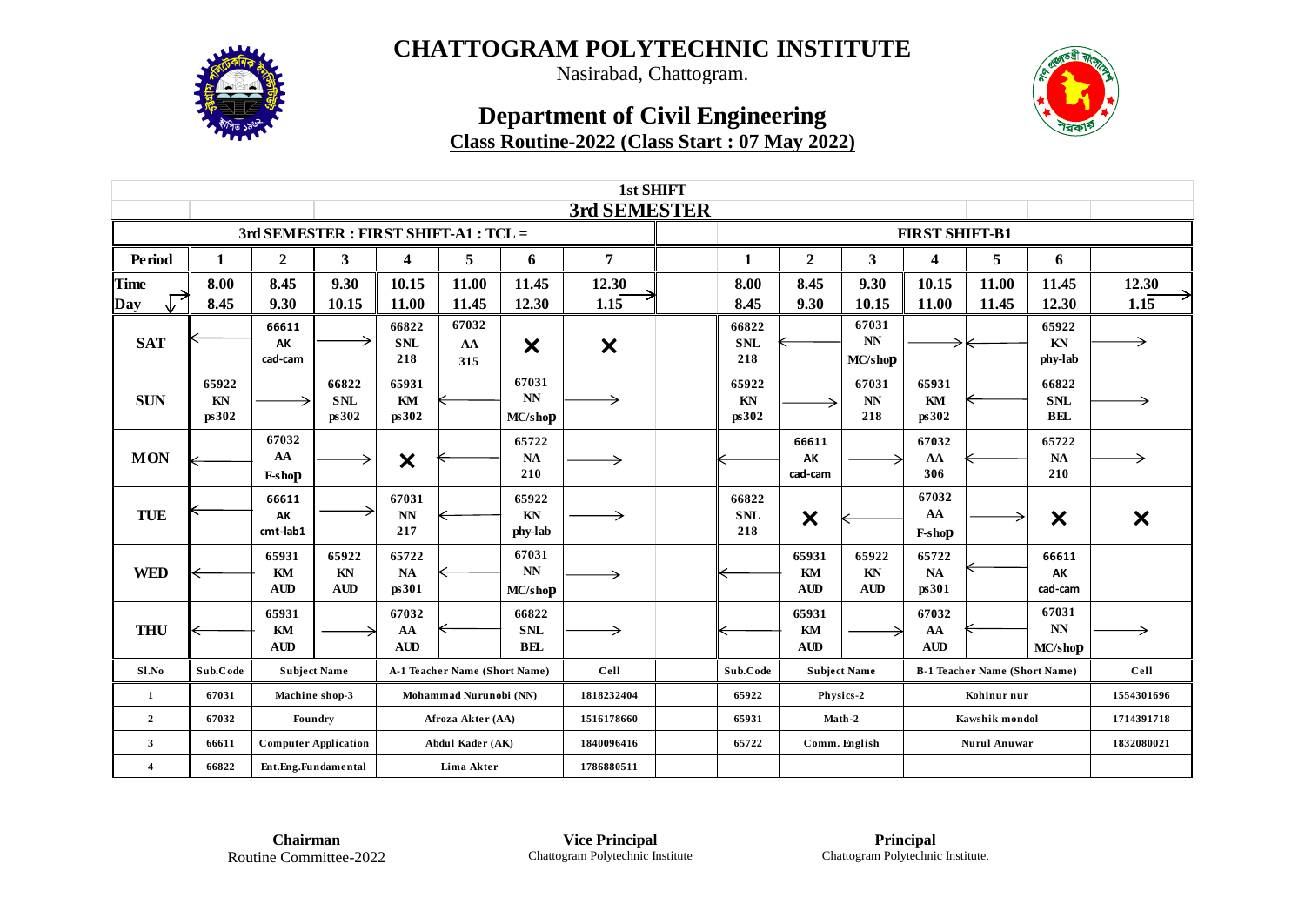# CHATTOGRAM POLYTECHNIC INSTITUTE

Nasirabad, Chattogram.

## Department of Civil Engineering

**Class Routine-2022 (Class Start : 07 May 2022)**

**1st SHIFT**

**3rd SEMESTER**

| 3rd SEMESTER : FIRST SHIFT-A1 : TCL = | | | | | | | | | FIRST SHIFT-B1 | | | | | | |
|---|---|---|---|---|---|---|---|---|---|---|---|---|---|---|---|
| **Period** | **1** | **2** | **3** | **4** | **5** | **6** | **7** | | **1** | **2** | **3** | **4** | **5** | **6** | |
| **Time / Day** | 8.00 8.45 | 8.45 9.30 | 9.30 10.15 | 10.15 11.00 | 11.00 11.45 | 11.45 12.30 | 12.30 1.15 | | 8.00 8.45 | 8.45 9.30 | 9.30 10.15 | 10.15 11.00 | 11.00 11.45 | 11.45 12.30 | 12.30 1.15 |
| **SAT** | ← | 66611 AK cad-cam | → | 66822 SNL 218 | 67032 AA 315 | × | × | | 66822 SNL 218 | ← | 67031 NN MC/shop | → | ← | 65922 KN phy-lab | → |
| **SUN** | 65922 KN ps302 | → | 66822 SNL ps302 | 65931 KM ps302 | ← | 67031 NN MC/shop | → | | 65922 KN ps302 | → | 67031 NN 218 | 65931 KM ps302 | ← | 66822 SNL BEL | → |
| **MON** | ← | 67032 AA F-shop | → | × | ← | 65722 NA 210 | → | | ← | 66611 AK cad-cam | → | 67032 AA 306 | ← | 65722 NA 210 | → |
| **TUE** | ← | 66611 AK cmt-lab1 | → | 67031 NN 217 | ← | 65922 KN phy-lab | → | | 66822 SNL 218 | × | ← | 67032 AA F-shop | → | × | × |
| **WED** | ← | 65931 KM AUD | 65922 KN AUD | 65722 NA ps301 | ← | 67031 NN MC/shop | → | | ← | 65931 KM AUD | 65922 KN AUD | 65722 NA ps301 | ← | 66611 AK cad-cam | |
| **THU** | ← | 65931 KM AUD | → | 67032 AA AUD | ← | 66822 SNL BEL | → | | ← | 65931 KM AUD | → | 67032 AA AUD | ← | 67031 NN MC/shop | → |
| **Sl.No** | **Sub.Code** | **Subject Name** | | **A-1 Teacher Name (Short Name)** | | | **Cell** | | **Sub.Code** | **Subject Name** | | **B-1 Teacher Name (Short Name)** | | | **Cell** |
| 1 | 67031 | Machine shop-3 | | Mohammad Nurunobi (NN) | | | 1818232404 | | 65922 | Physics-2 | | Kohinur nur | | | 1554301696 |
| 2 | 67032 | Foundry | | Afroza Akter (AA) | | | 1516178660 | | 65931 | Math-2 | | Kawshik mondol | | | 1714391718 |
| 3 | 66611 | Computer Application | | Abdul Kader (AK) | | | 1840096416 | | 65722 | Comm. English | | Nurul Anuwar | | | 1832080021 |
| 4 | 66822 | Ent.Eng.Fundamental | | Lima Akter | | | 1786880511 | | | | | | | | |

**Chairman**
Routine Committee-2022

**Vice Principal**
Chattogram Polytechnic Institute

**Principal**
Chattogram Polytechnic Institute.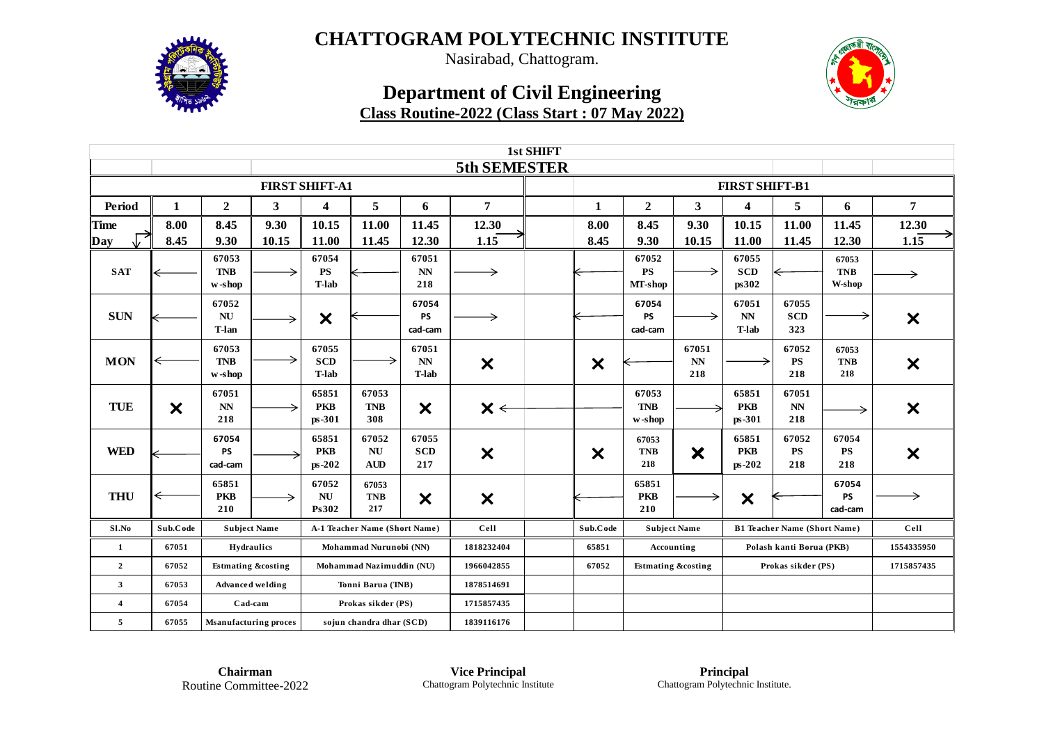# CHATTOGRAM POLYTECHNIC INSTITUTE

Nasirabad, Chattogram.

## Department of Civil Engineering

**Class Routine-2022 (Class Start : 07 May 2022)**

**1st SHIFT**

**5th SEMESTER**

| | FIRST SHIFT-A1 | | | | | | | | FIRST SHIFT-B1 | | | | | | |
|---|---|---|---|---|---|---|---|---|---|---|---|---|---|---|---|
| **Period** | **1** | **2** | **3** | **4** | **5** | **6** | **7** | | **1** | **2** | **3** | **4** | **5** | **6** | **7** |
| **Time / Day** | 8.00 8.45 | 8.45 9.30 | 9.30 10.15 | 10.15 11.00 | 11.00 11.45 | 11.45 12.30 | 12.30 1.15 | | 8.00 8.45 | 8.45 9.30 | 9.30 10.15 | 10.15 11.00 | 11.00 11.45 | 11.45 12.30 | 12.30 1.15 |
| **SAT** | ← | 67053 TNB w-shop | → | 67054 PS T-lab | ← | 67051 NN 218 | → | | ← | 67052 PS MT-shop | → | 67055 SCD ps302 | ← | 67053 TNB W-shop | → |
| **SUN** | ← | 67052 NU T-lan | → | × | ← | 67054 PS cad-cam | → | | ← | 67054 PS cad-cam | → | 67051 NN T-lab | 67055 SCD 323 | → | × |
| **MON** | ← | 67053 TNB w-shop | → | 67055 SCD T-lab | → | 67051 NN T-lab | × | | × | ← | 67051 NN 218 | → | 67052 PS 218 | 67053 TNB 218 | × |
| **TUE** | × | 67051 NN 218 | → | 65851 PKB ps-301 | 67053 TNB 308 | × | × ← | | | 67053 TNB w-shop | → | 65851 PKB ps-301 | 67051 NN 218 | → | × |
| **WED** | ← | 67054 PS cad-cam | → | 65851 PKB ps-202 | 67052 NU AUD | 67055 SCD 217 | × | | × | 67053 TNB 218 | × | 65851 PKB ps-202 | 67052 PS 218 | 67054 PS 218 | × |
| **THU** | ← | 65851 PKB 210 | → | 67052 NU Ps302 | 67053 TNB 217 | × | × | | ← | 65851 PKB 210 | → | × | ← | 67054 PS cad-cam | → |

| Sl.No | Sub.Code | Subject Name | A-1 Teacher Name (Short Name) | Cell | | Sub.Code | Subject Name | B1 Teacher Name (Short Name) | Cell |
|---|---|---|---|---|---|---|---|---|---|
| 1 | 67051 | Hydraulics | Mohammad Nurunobi (NN) | 1818232404 | | 65851 | Accounting | Polash kanti Borua (PKB) | 1554335950 |
| 2 | 67052 | Estmating &costing | Mohammad Nazimuddin (NU) | 1966042855 | | 67052 | Estmating &costing | Prokas sikder (PS) | 1715857435 |
| 3 | 67053 | Advanced welding | Tonni Barua (TNB) | 1878514691 | | | | | |
| 4 | 67054 | Cad-cam | Prokas sikder (PS) | 1715857435 | | | | | |
| 5 | 67055 | Msanufacturing proces | sojun chandra dhar (SCD) | 1839116176 | | | | | |

**Chairman**
Routine Committee-2022

**Vice Principal**
Chattogram Polytechnic Institute

**Principal**
Chattogram Polytechnic Institute.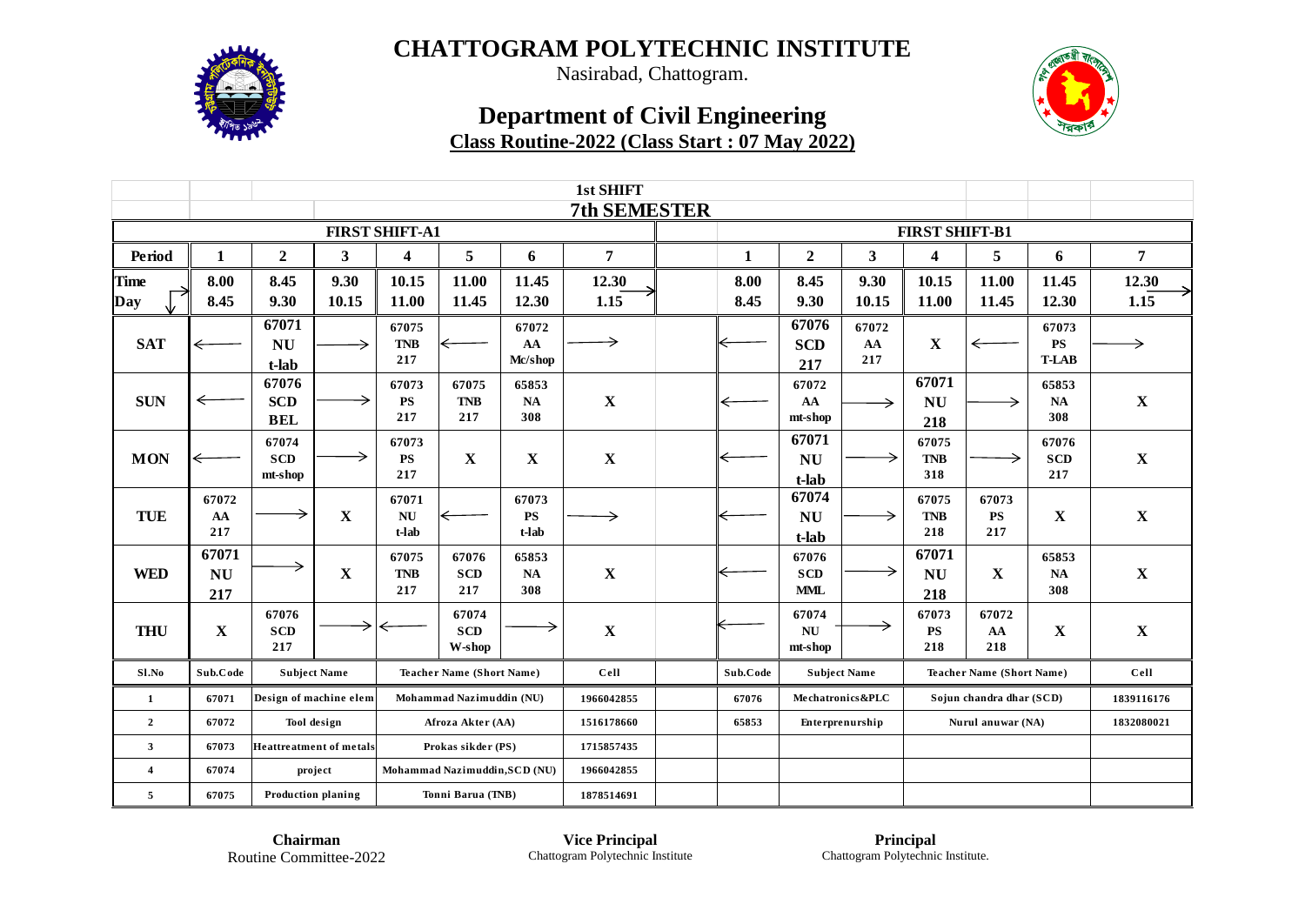# CHATTOGRAM POLYTECHNIC INSTITUTE

Nasirabad, Chattogram.

## Department of Civil Engineering

**Class Routine-2022 (Class Start : 07 May 2022)**

**1st SHIFT**

**7th SEMESTER**

| | FIRST SHIFT-A1 | | | | | | | | FIRST SHIFT-B1 | | | | | | |
|---|---|---|---|---|---|---|---|---|---|---|---|---|---|---|---|
| **Period** | **1** | **2** | **3** | **4** | **5** | **6** | **7** | | **1** | **2** | **3** | **4** | **5** | **6** | **7** |
| **Time / Day** | 8.00 8.45 | 8.45 9.30 | 9.30 10.15 | 10.15 11.00 | 11.00 11.45 | 11.45 12.30 | 12.30 1.15 | | 8.00 8.45 | 8.45 9.30 | 9.30 10.15 | 10.15 11.00 | 11.00 11.45 | 11.45 12.30 | 12.30 1.15 |
| **SAT** | ← | 67071 NU t-lab | → | 67075 TNB 217 | ← | 67072 AA Mc/shop | → | | ← | 67076 SCD 217 | 67072 AA 217 | X | ← | 67073 PS T-LAB | → |
| **SUN** | ← | 67076 SCD BEL | → | 67073 PS 217 | 67075 TNB 217 | 65853 NA 308 | X | | ← | 67072 AA mt-shop | → | 67071 NU 218 | → | 65853 NA 308 | X |
| **MON** | ← | 67074 SCD mt-shop | → | 67073 PS 217 | X | X | X | | ← | 67071 NU t-lab | → | 67075 TNB 318 | → | 67076 SCD 217 | X |
| **TUE** | 67072 AA 217 | → | X | 67071 NU t-lab | ← | 67073 PS t-lab | → | | ← | 67074 NU t-lab | → | 67075 TNB 218 | 67073 PS 217 | X | X |
| **WED** | 67071 NU 217 | → | X | 67075 TNB 217 | 67076 SCD 217 | 65853 NA 308 | X | | ← | 67076 SCD MML | → | 67071 NU 218 | X | 65853 NA 308 | X |
| **THU** | X | 67076 SCD 217 | → | ← | 67074 SCD W-shop | → | X | | ← | 67074 NU mt-shop | → | 67073 PS 218 | 67072 AA 218 | X | X |

| Sl.No | Sub.Code | Subject Name | Teacher Name (Short Name) | Cell | | Sub.Code | Subject Name | Teacher Name (Short Name) | Cell |
|---|---|---|---|---|---|---|---|---|---|
| 1 | 67071 | Design of machine elem | Mohammad Nazimuddin (NU) | 1966042855 | | 67076 | Mechatronics&PLC | Sojun chandra dhar (SCD) | 1839116176 |
| 2 | 67072 | Tool design | Afroza Akter (AA) | 1516178660 | | 65853 | Enterprenurship | Nurul anuwar (NA) | 1832080021 |
| 3 | 67073 | Heattreatment of metals | Prokas sikder (PS) | 1715857435 | | | | | |
| 4 | 67074 | project | Mohammad Nazimuddin,SCD (NU) | 1966042855 | | | | | |
| 5 | 67075 | Production planing | Tonni Barua (TNB) | 1878514691 | | | | | |

**Chairman**
Routine Committee-2022

**Vice Principal**
Chattogram Polytechnic Institute

**Principal**
Chattogram Polytechnic Institute.